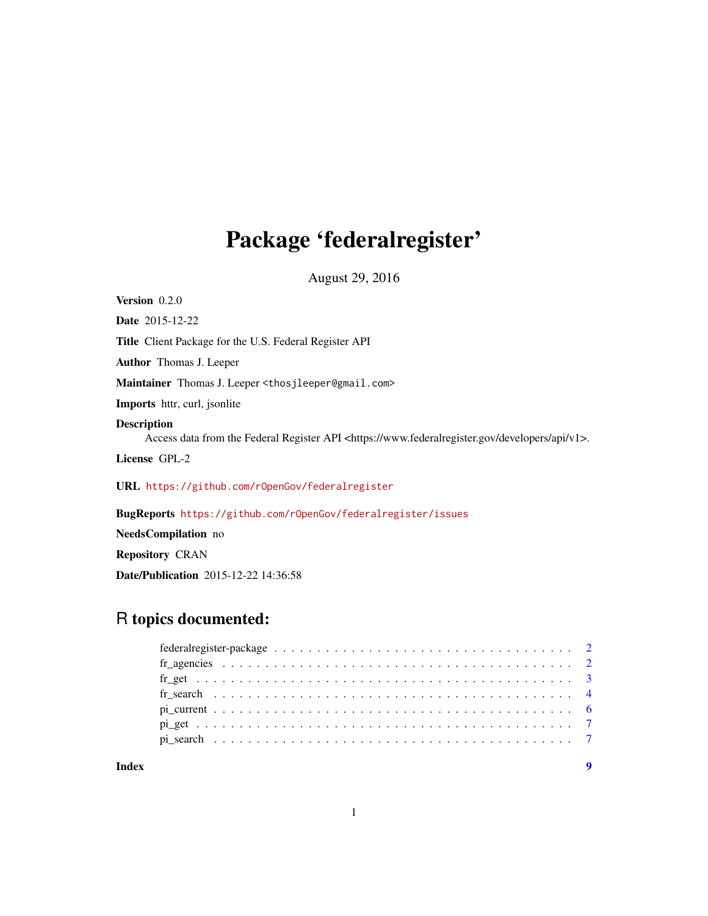# Package 'federalregister'

August 29, 2016

**Version** 0.2.0

**Date** 2015-12-22

**Title** Client Package for the U.S. Federal Register API

**Author** Thomas J. Leeper

**Maintainer** Thomas J. Leeper <thosjleeper@gmail.com>

**Imports** httr, curl, jsonlite

**Description**
Access data from the Federal Register API <https://www.federalregister.gov/developers/api/v1>.

**License** GPL-2

**URL** https://github.com/rOpenGov/federalregister

**BugReports** https://github.com/rOpenGov/federalregister/issues

**NeedsCompilation** no

**Repository** CRAN

**Date/Publication** 2015-12-22 14:36:58

## R topics documented:

- federalregister-package . . . . . . . . . . . . . . . . . . . . . . . . . . . . . . . . . . 2
- fr_agencies . . . . . . . . . . . . . . . . . . . . . . . . . . . . . . . . . . . . . . . . 2
- fr_get . . . . . . . . . . . . . . . . . . . . . . . . . . . . . . . . . . . . . . . . . . . 3
- fr_search . . . . . . . . . . . . . . . . . . . . . . . . . . . . . . . . . . . . . . . . . 4
- pi_current . . . . . . . . . . . . . . . . . . . . . . . . . . . . . . . . . . . . . . . . 6
- pi_get . . . . . . . . . . . . . . . . . . . . . . . . . . . . . . . . . . . . . . . . . . 7
- pi_search . . . . . . . . . . . . . . . . . . . . . . . . . . . . . . . . . . . . . . . . 7

**Index** 9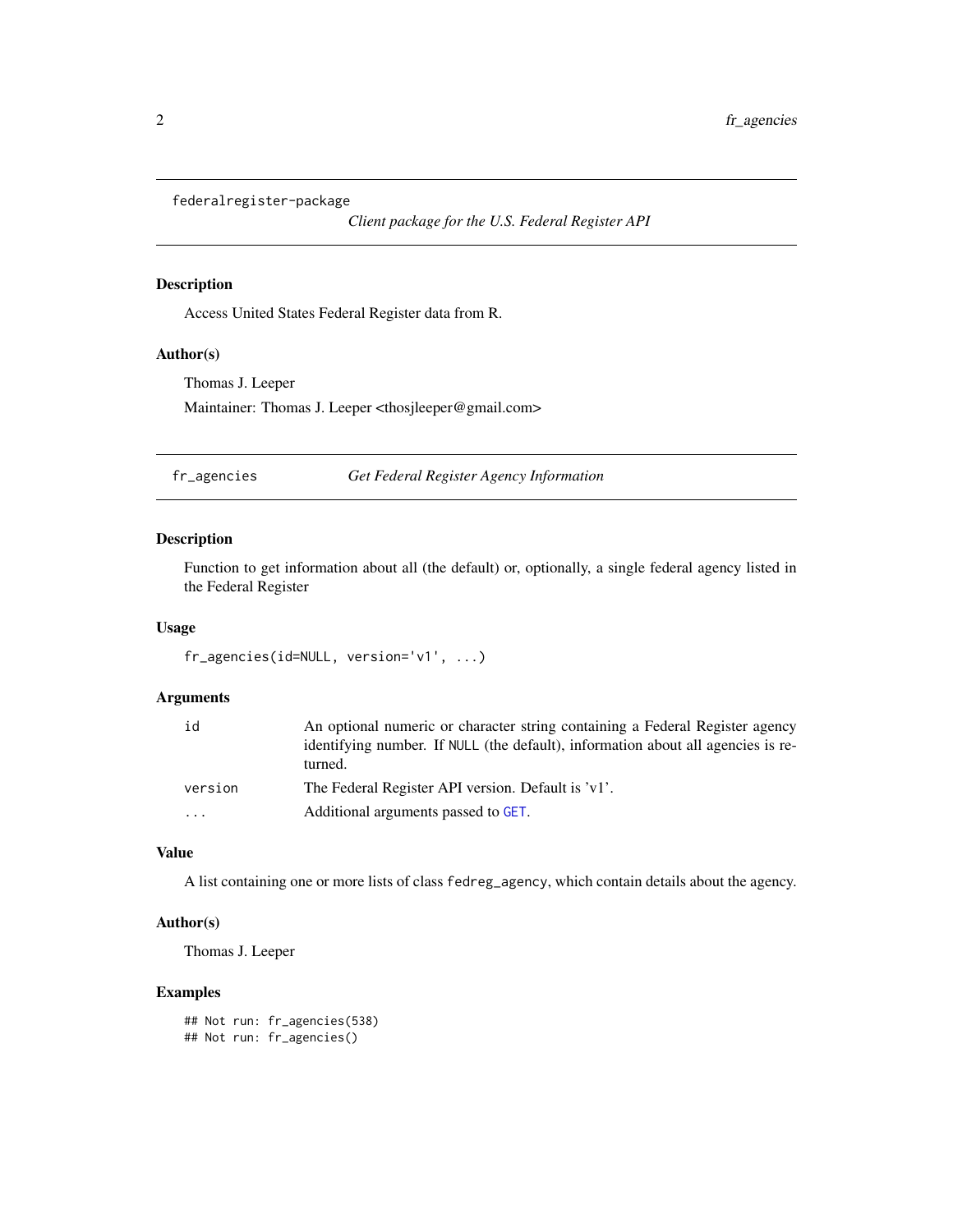## federalregister-package

*Client package for the U.S. Federal Register API*

### Description

Access United States Federal Register data from R.

### Author(s)

Thomas J. Leeper

Maintainer: Thomas J. Leeper <thosjleeper@gmail.com>

## fr_agencies

*Get Federal Register Agency Information*

### Description

Function to get information about all (the default) or, optionally, a single federal agency listed in the Federal Register

### Usage

```
fr_agencies(id=NULL, version='v1', ...)
```

### Arguments

| | |
|---|---|
| id | An optional numeric or character string containing a Federal Register agency identifying number. If NULL (the default), information about all agencies is returned. |
| version | The Federal Register API version. Default is 'v1'. |
| ... | Additional arguments passed to GET. |

### Value

A list containing one or more lists of class fedreg_agency, which contain details about the agency.

### Author(s)

Thomas J. Leeper

### Examples

```
## Not run: fr_agencies(538)
## Not run: fr_agencies()
```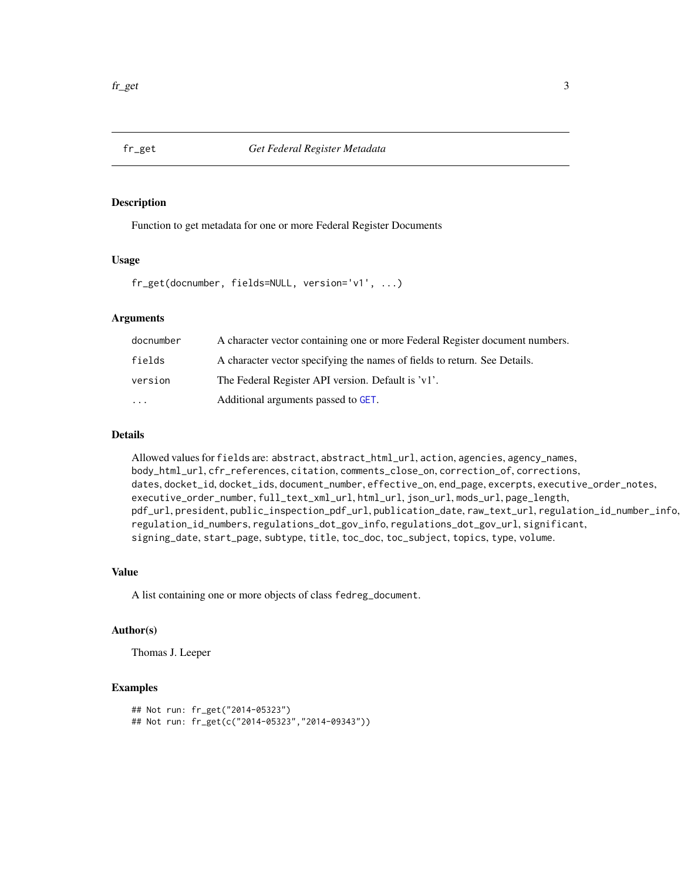# fr_get — *Get Federal Register Metadata*

## Description

Function to get metadata for one or more Federal Register Documents

## Usage

```
fr_get(docnumber, fields=NULL, version='v1', ...)
```

## Arguments

| | |
|---|---|
| `docnumber` | A character vector containing one or more Federal Register document numbers. |
| `fields` | A character vector specifying the names of fields to return. See Details. |
| `version` | The Federal Register API version. Default is 'v1'. |
| `...` | Additional arguments passed to `GET`. |

## Details

Allowed values for `fields` are: `abstract`, `abstract_html_url`, `action`, `agencies`, `agency_names`, `body_html_url`, `cfr_references`, `citation`, `comments_close_on`, `correction_of`, `corrections`, `dates`, `docket_id`, `docket_ids`, `document_number`, `effective_on`, `end_page`, `excerpts`, `executive_order_notes`, `executive_order_number`, `full_text_xml_url`, `html_url`, `json_url`, `mods_url`, `page_length`, `pdf_url`, `president`, `public_inspection_pdf_url`, `publication_date`, `raw_text_url`, `regulation_id_number_info`, `regulation_id_numbers`, `regulations_dot_gov_info`, `regulations_dot_gov_url`, `significant`, `signing_date`, `start_page`, `subtype`, `title`, `toc_doc`, `toc_subject`, `topics`, `type`, `volume`.

## Value

A list containing one or more objects of class `fedreg_document`.

## Author(s)

Thomas J. Leeper

## Examples

```
## Not run: fr_get("2014-05323")
## Not run: fr_get(c("2014-05323","2014-09343"))
```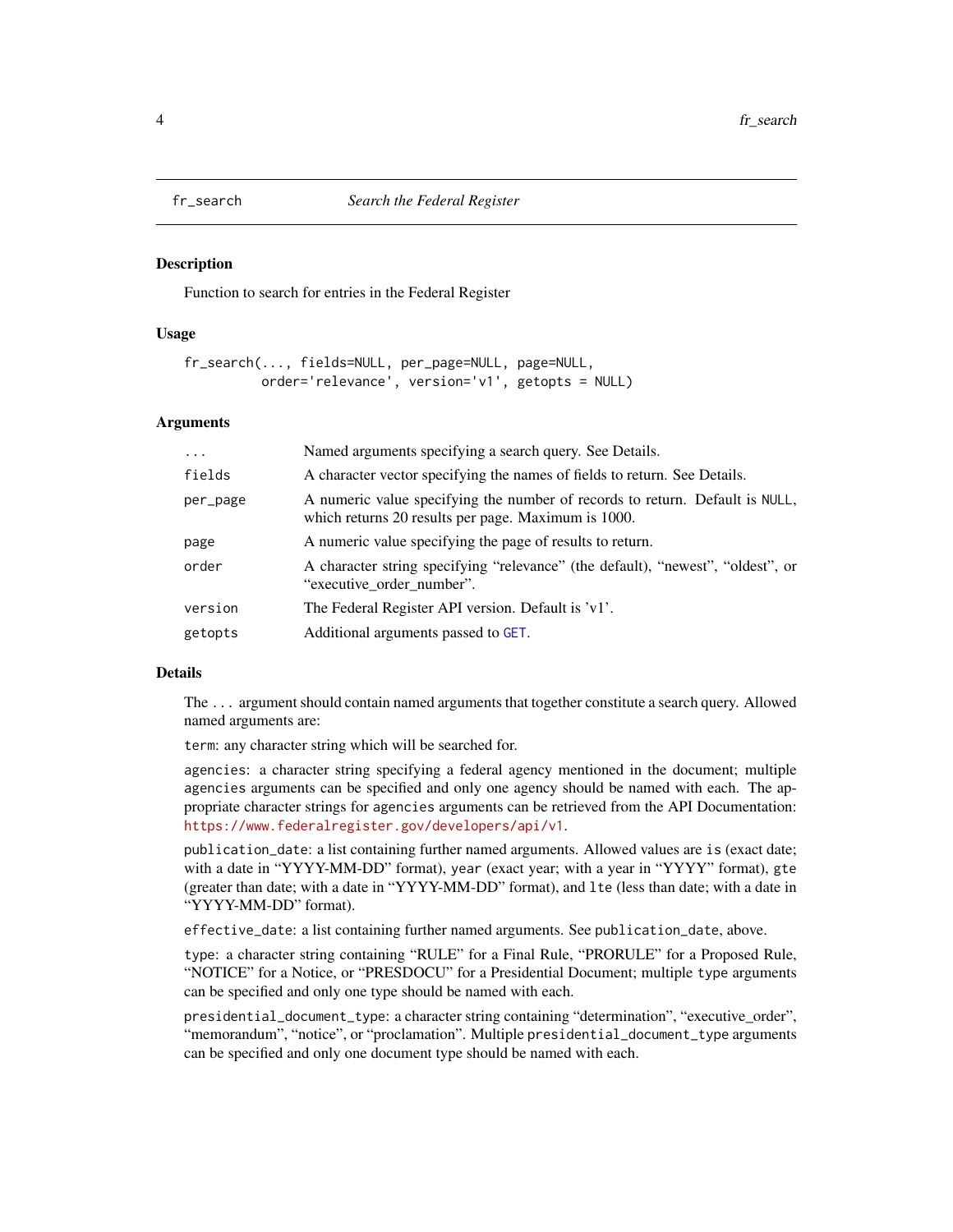fr_search — *Search the Federal Register*

### Description

Function to search for entries in the Federal Register

### Usage

```
fr_search(..., fields=NULL, per_page=NULL, page=NULL,
          order='relevance', version='v1', getopts = NULL)
```

### Arguments

| | |
|---|---|
| `...` | Named arguments specifying a search query. See Details. |
| `fields` | A character vector specifying the names of fields to return. See Details. |
| `per_page` | A numeric value specifying the number of records to return. Default is `NULL`, which returns 20 results per page. Maximum is 1000. |
| `page` | A numeric value specifying the page of results to return. |
| `order` | A character string specifying "relevance" (the default), "newest", "oldest", or "executive_order_number". |
| `version` | The Federal Register API version. Default is 'v1'. |
| `getopts` | Additional arguments passed to `GET`. |

### Details

The `...` argument should contain named arguments that together constitute a search query. Allowed named arguments are:

`term`: any character string which will be searched for.

`agencies`: a character string specifying a federal agency mentioned in the document; multiple `agencies` arguments can be specified and only one agency should be named with each. The appropriate character strings for `agencies` arguments can be retrieved from the API Documentation: https://www.federalregister.gov/developers/api/v1.

`publication_date`: a list containing further named arguments. Allowed values are `is` (exact date; with a date in "YYYY-MM-DD" format), `year` (exact year; with a year in "YYYY" format), `gte` (greater than date; with a date in "YYYY-MM-DD" format), and `lte` (less than date; with a date in "YYYY-MM-DD" format).

`effective_date`: a list containing further named arguments. See `publication_date`, above.

`type`: a character string containing "RULE" for a Final Rule, "PRORULE" for a Proposed Rule, "NOTICE" for a Notice, or "PRESDOCU" for a Presidential Document; multiple `type` arguments can be specified and only one type should be named with each.

`presidential_document_type`: a character string containing "determination", "executive_order", "memorandum", "notice", or "proclamation". Multiple `presidential_document_type` arguments can be specified and only one document type should be named with each.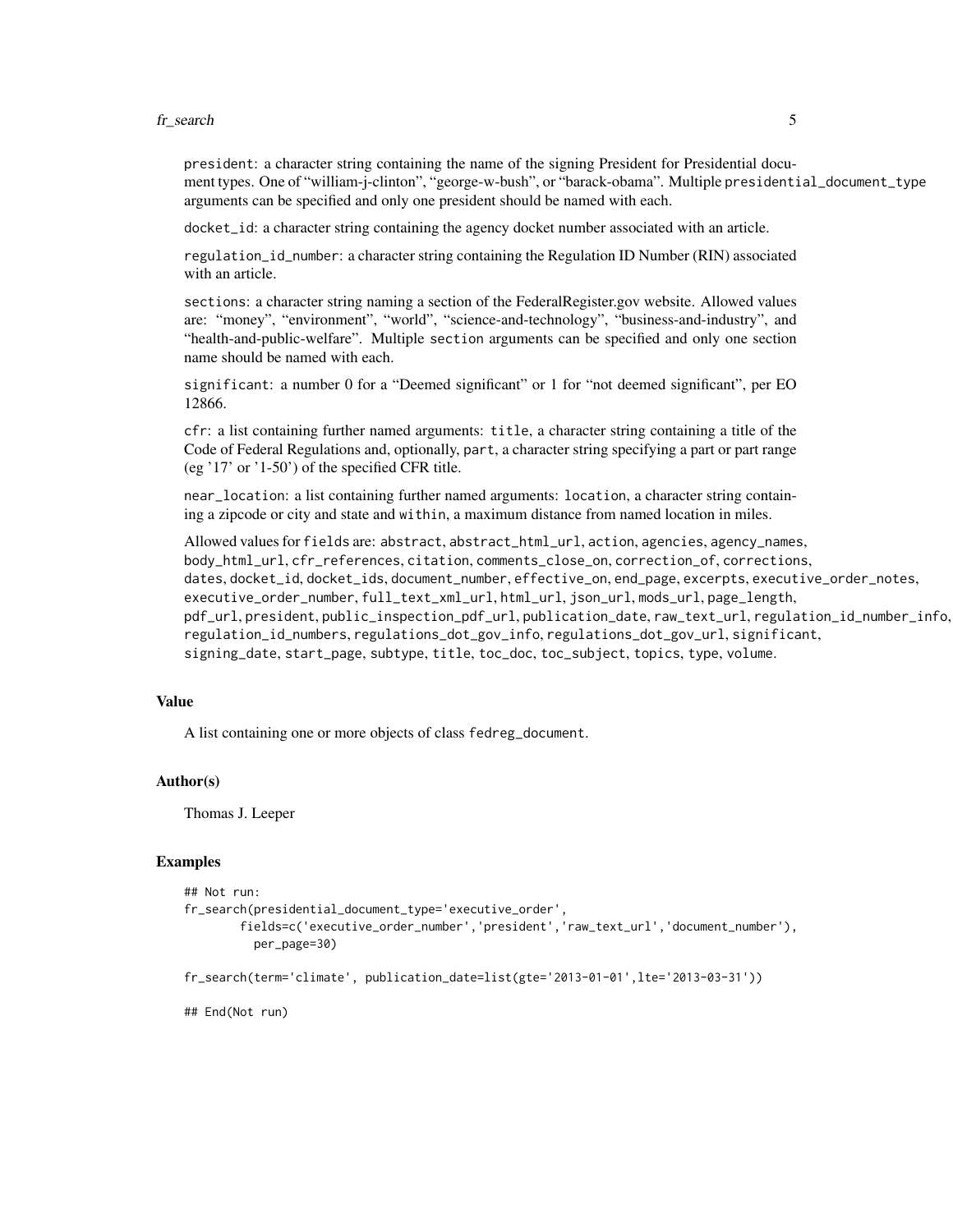president: a character string containing the name of the signing President for Presidential document types. One of "william-j-clinton", "george-w-bush", or "barack-obama". Multiple presidential_document_type arguments can be specified and only one president should be named with each.

docket_id: a character string containing the agency docket number associated with an article.

regulation_id_number: a character string containing the Regulation ID Number (RIN) associated with an article.

sections: a character string naming a section of the FederalRegister.gov website. Allowed values are: "money", "environment", "world", "science-and-technology", "business-and-industry", and "health-and-public-welfare". Multiple section arguments can be specified and only one section name should be named with each.

significant: a number 0 for a "Deemed significant" or 1 for "not deemed significant", per EO 12866.

cfr: a list containing further named arguments: title, a character string containing a title of the Code of Federal Regulations and, optionally, part, a character string specifying a part or part range (eg '17' or '1-50') of the specified CFR title.

near_location: a list containing further named arguments: location, a character string containing a zipcode or city and state and within, a maximum distance from named location in miles.

Allowed values for fields are: abstract, abstract_html_url, action, agencies, agency_names, body_html_url, cfr_references, citation, comments_close_on, correction_of, corrections, dates, docket_id, docket_ids, document_number, effective_on, end_page, excerpts, executive_order_notes, executive_order_number, full_text_xml_url, html_url, json_url, mods_url, page_length, pdf_url, president, public_inspection_pdf_url, publication_date, raw_text_url, regulation_id_number_info, regulation_id_numbers, regulations_dot_gov_info, regulations_dot_gov_url, significant, signing_date, start_page, subtype, title, toc_doc, toc_subject, topics, type, volume.

### Value

A list containing one or more objects of class fedreg_document.

### Author(s)

Thomas J. Leeper

### Examples

```
## Not run:
fr_search(presidential_document_type='executive_order',
        fields=c('executive_order_number','president','raw_text_url','document_number'),
          per_page=30)

fr_search(term='climate', publication_date=list(gte='2013-01-01',lte='2013-03-31'))

## End(Not run)
```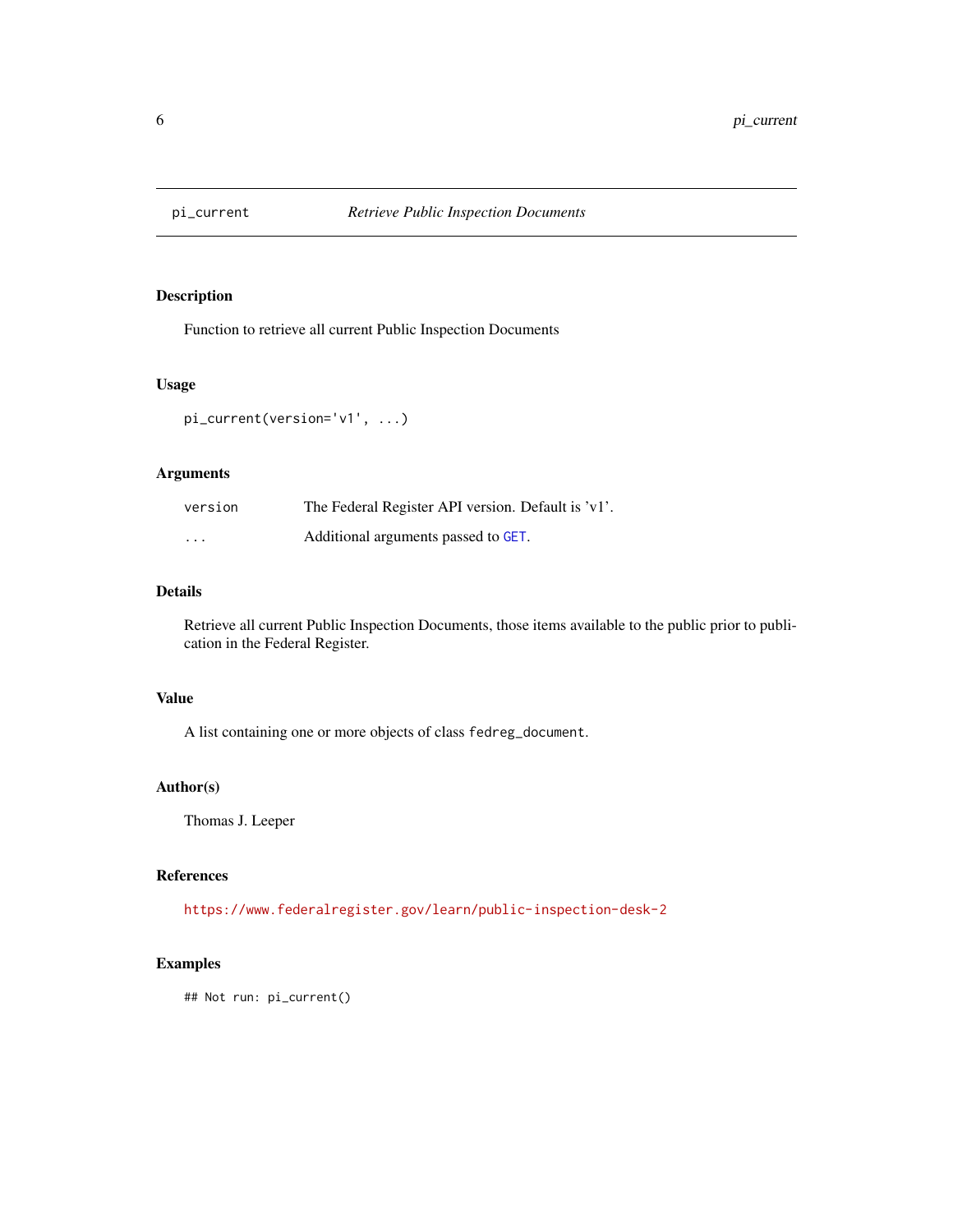# pi_current — *Retrieve Public Inspection Documents*

## Description

Function to retrieve all current Public Inspection Documents

## Usage

```
pi_current(version='v1', ...)
```

## Arguments

| | |
|---|---|
| `version` | The Federal Register API version. Default is 'v1'. |
| `...` | Additional arguments passed to `GET`. |

## Details

Retrieve all current Public Inspection Documents, those items available to the public prior to publication in the Federal Register.

## Value

A list containing one or more objects of class `fedreg_document`.

## Author(s)

Thomas J. Leeper

## References

https://www.federalregister.gov/learn/public-inspection-desk-2

## Examples

```
## Not run: pi_current()
```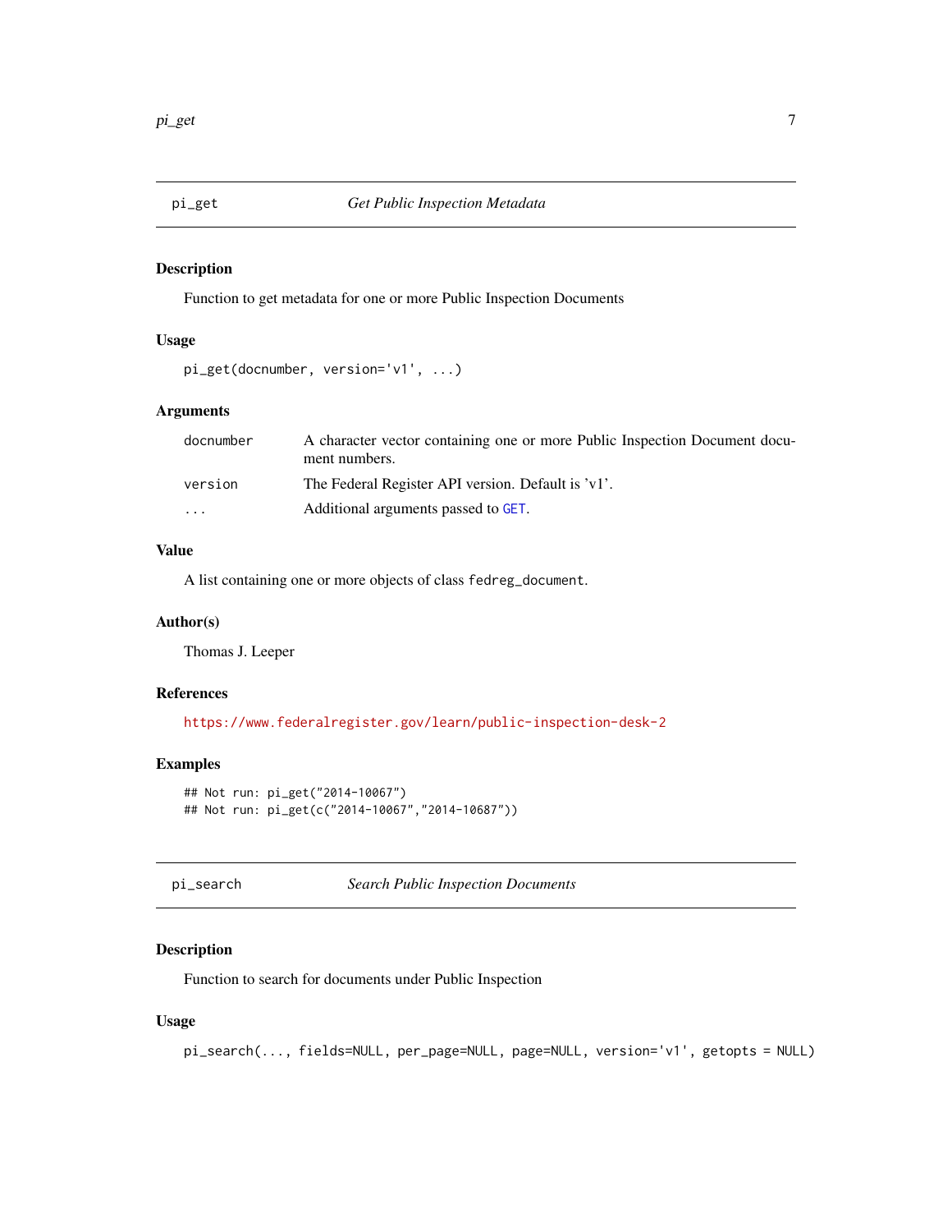## pi_get — *Get Public Inspection Metadata*

### Description

Function to get metadata for one or more Public Inspection Documents

### Usage

```
pi_get(docnumber, version='v1', ...)
```

### Arguments

| | |
|---|---|
| `docnumber` | A character vector containing one or more Public Inspection Document document numbers. |
| `version` | The Federal Register API version. Default is 'v1'. |
| `...` | Additional arguments passed to `GET`. |

### Value

A list containing one or more objects of class `fedreg_document`.

### Author(s)

Thomas J. Leeper

### References

https://www.federalregister.gov/learn/public-inspection-desk-2

### Examples

```
## Not run: pi_get("2014-10067")
## Not run: pi_get(c("2014-10067","2014-10687"))
```

## pi_search — *Search Public Inspection Documents*

### Description

Function to search for documents under Public Inspection

### Usage

```
pi_search(..., fields=NULL, per_page=NULL, page=NULL, version='v1', getopts = NULL)
```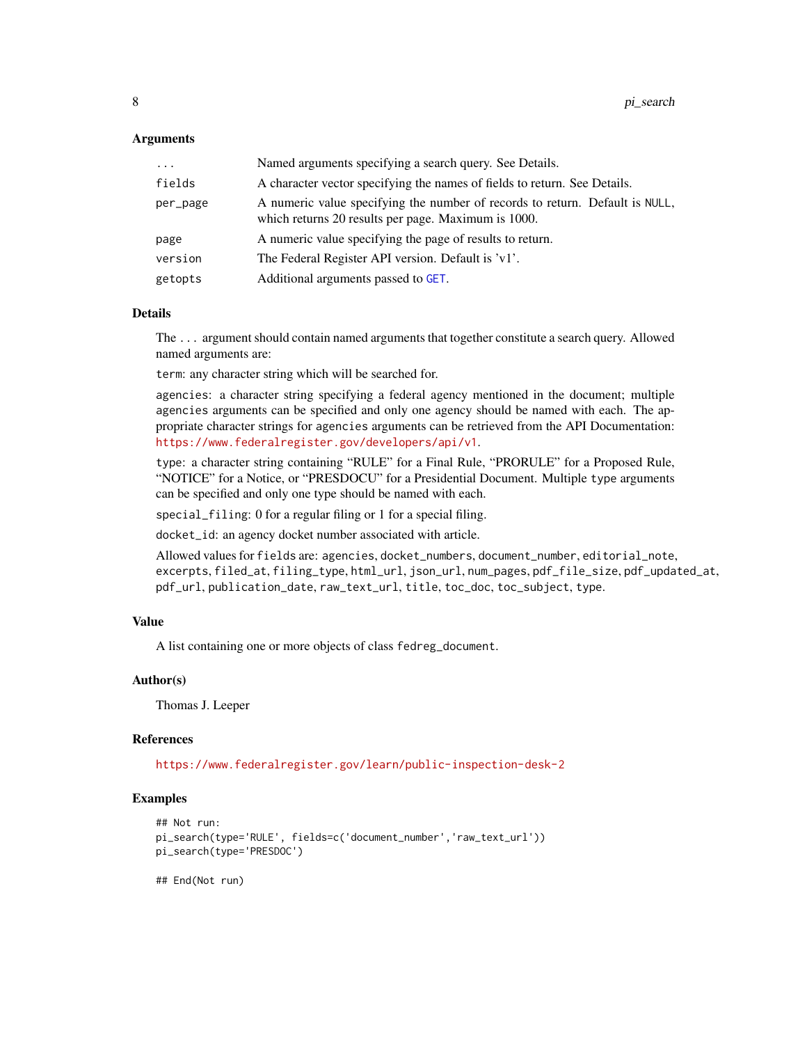### Arguments

| | |
|---|---|
| `...` | Named arguments specifying a search query. See Details. |
| `fields` | A character vector specifying the names of fields to return. See Details. |
| `per_page` | A numeric value specifying the number of records to return. Default is `NULL`, which returns 20 results per page. Maximum is 1000. |
| `page` | A numeric value specifying the page of results to return. |
| `version` | The Federal Register API version. Default is 'v1'. |
| `getopts` | Additional arguments passed to `GET`. |

### Details

The `...` argument should contain named arguments that together constitute a search query. Allowed named arguments are:

`term`: any character string which will be searched for.

`agencies`: a character string specifying a federal agency mentioned in the document; multiple `agencies` arguments can be specified and only one agency should be named with each. The appropriate character strings for `agencies` arguments can be retrieved from the API Documentation: https://www.federalregister.gov/developers/api/v1.

`type`: a character string containing "RULE" for a Final Rule, "PRORULE" for a Proposed Rule, "NOTICE" for a Notice, or "PRESDOCU" for a Presidential Document. Multiple `type` arguments can be specified and only one type should be named with each.

`special_filing`: 0 for a regular filing or 1 for a special filing.

`docket_id`: an agency docket number associated with article.

Allowed values for `fields` are: `agencies`, `docket_numbers`, `document_number`, `editorial_note`, `excerpts`, `filed_at`, `filing_type`, `html_url`, `json_url`, `num_pages`, `pdf_file_size`, `pdf_updated_at`, `pdf_url`, `publication_date`, `raw_text_url`, `title`, `toc_doc`, `toc_subject`, `type`.

### Value

A list containing one or more objects of class `fedreg_document`.

### Author(s)

Thomas J. Leeper

### References

https://www.federalregister.gov/learn/public-inspection-desk-2

### Examples

```
## Not run:
pi_search(type='RULE', fields=c('document_number','raw_text_url'))
pi_search(type='PRESDOC')

## End(Not run)
```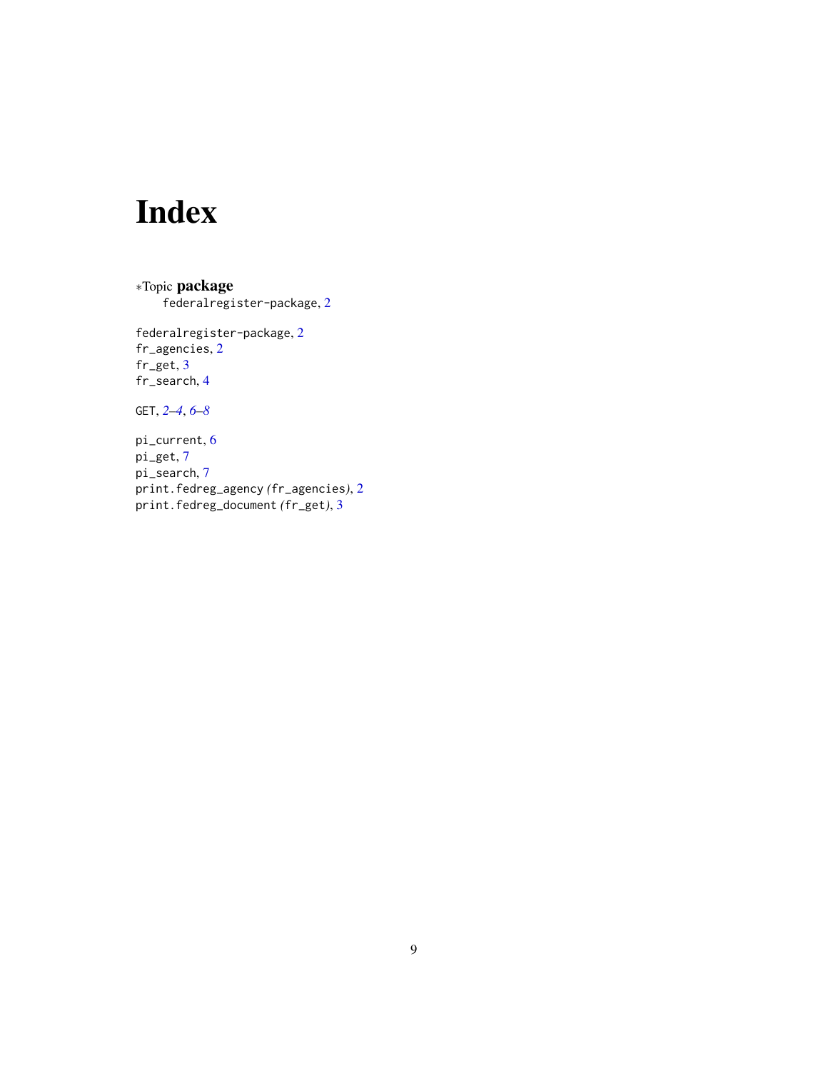# Index

*Topic **package**
    federalregister-package, 2

federalregister-package, 2
fr_agencies, 2
fr_get, 3
fr_search, 4

GET, *2–4*, *6–8*

pi_current, 6
pi_get, 7
pi_search, 7
print.fedreg_agency *(*fr_agencies*)*, 2
print.fedreg_document *(*fr_get*)*, 3